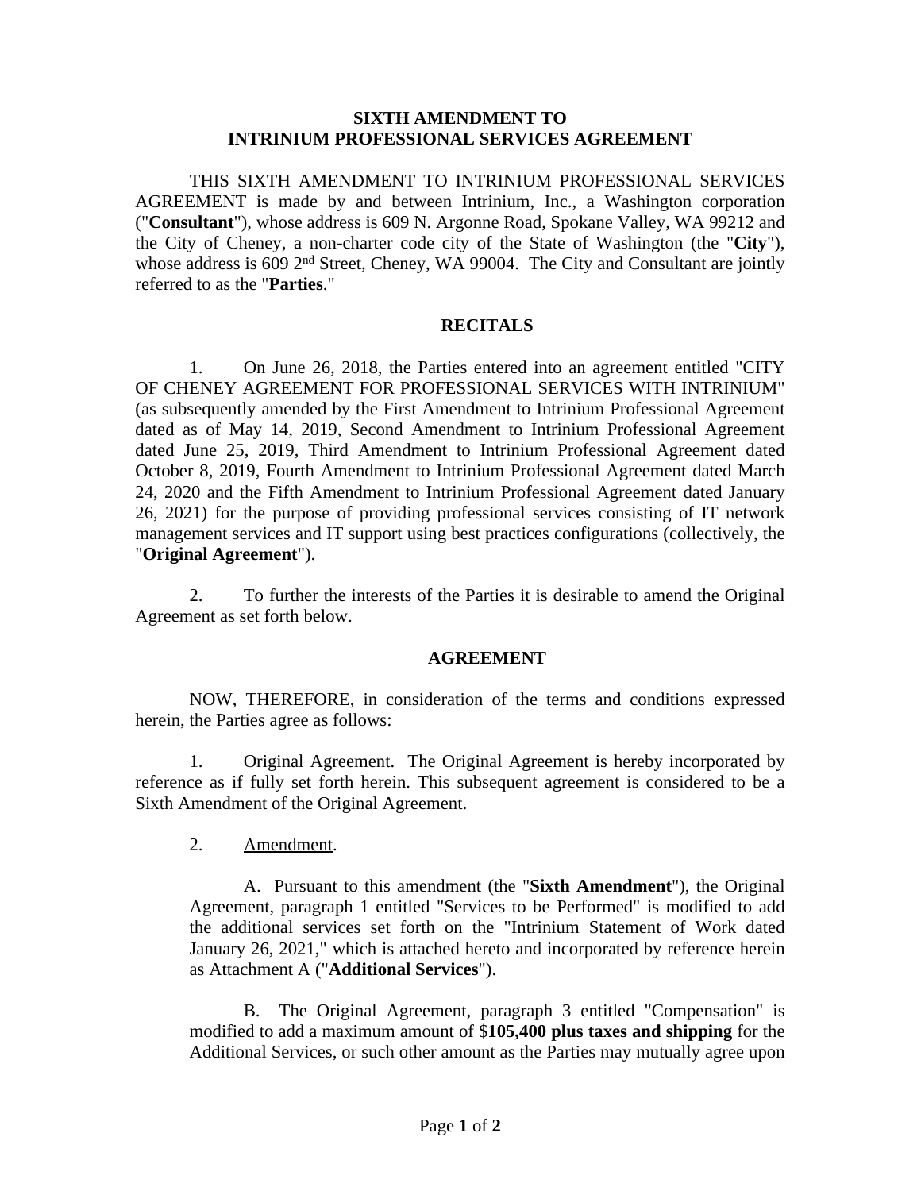**SIXTH AMENDMENT TO**
**INTRINIUM PROFESSIONAL SERVICES AGREEMENT**

THIS SIXTH AMENDMENT TO INTRINIUM PROFESSIONAL SERVICES AGREEMENT is made by and between Intrinium, Inc., a Washington corporation ("**Consultant**"), whose address is 609 N. Argonne Road, Spokane Valley, WA 99212 and the City of Cheney, a non-charter code city of the State of Washington (the "**City**"), whose address is 609 2nd Street, Cheney, WA 99004. The City and Consultant are jointly referred to as the "**Parties**."

**RECITALS**

1. On June 26, 2018, the Parties entered into an agreement entitled "CITY OF CHENEY AGREEMENT FOR PROFESSIONAL SERVICES WITH INTRINIUM" (as subsequently amended by the First Amendment to Intrinium Professional Agreement dated as of May 14, 2019, Second Amendment to Intrinium Professional Agreement dated June 25, 2019, Third Amendment to Intrinium Professional Agreement dated October 8, 2019, Fourth Amendment to Intrinium Professional Agreement dated March 24, 2020 and the Fifth Amendment to Intrinium Professional Agreement dated January 26, 2021) for the purpose of providing professional services consisting of IT network management services and IT support using best practices configurations (collectively, the "**Original Agreement**").

2. To further the interests of the Parties it is desirable to amend the Original Agreement as set forth below.

**AGREEMENT**

NOW, THEREFORE, in consideration of the terms and conditions expressed herein, the Parties agree as follows:

1. Original Agreement. The Original Agreement is hereby incorporated by reference as if fully set forth herein. This subsequent agreement is considered to be a Sixth Amendment of the Original Agreement.

2. Amendment.

A. Pursuant to this amendment (the "**Sixth Amendment**"), the Original Agreement, paragraph 1 entitled "Services to be Performed" is modified to add the additional services set forth on the "Intrinium Statement of Work dated January 26, 2021," which is attached hereto and incorporated by reference herein as Attachment A ("**Additional Services**").

B. The Original Agreement, paragraph 3 entitled "Compensation" is modified to add a maximum amount of $**105,400 plus taxes and shipping** for the Additional Services, or such other amount as the Parties may mutually agree upon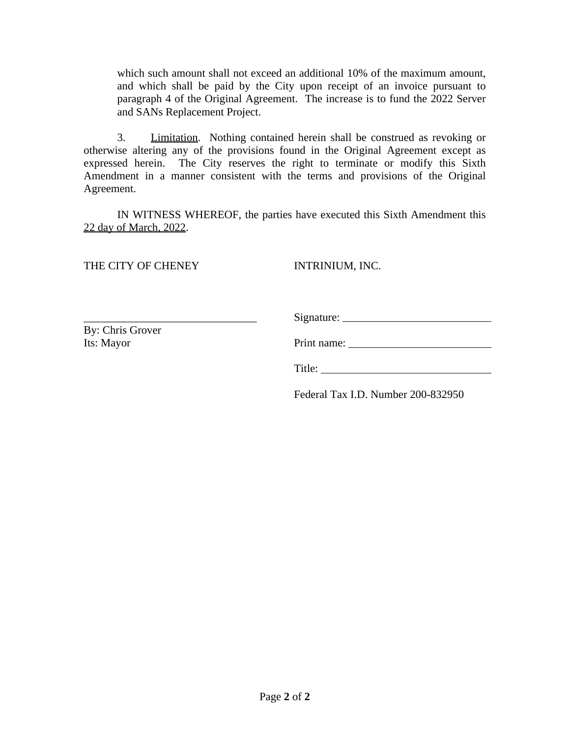which such amount shall not exceed an additional 10% of the maximum amount, and which shall be paid by the City upon receipt of an invoice pursuant to paragraph 4 of the Original Agreement. The increase is to fund the 2022 Server and SANs Replacement Project.

3. Limitation. Nothing contained herein shall be construed as revoking or otherwise altering any of the provisions found in the Original Agreement except as expressed herein. The City reserves the right to terminate or modify this Sixth Amendment in a manner consistent with the terms and provisions of the Original Agreement.

IN WITNESS WHEREOF, the parties have executed this Sixth Amendment this 22 day of March, 2022.

THE CITY OF CHENEY

_______________________________
By: Chris Grover
Its: Mayor

INTRINIUM, INC.

Signature: ___________________________

Print name: __________________________

Title: _______________________________

Federal Tax I.D. Number 200-832950